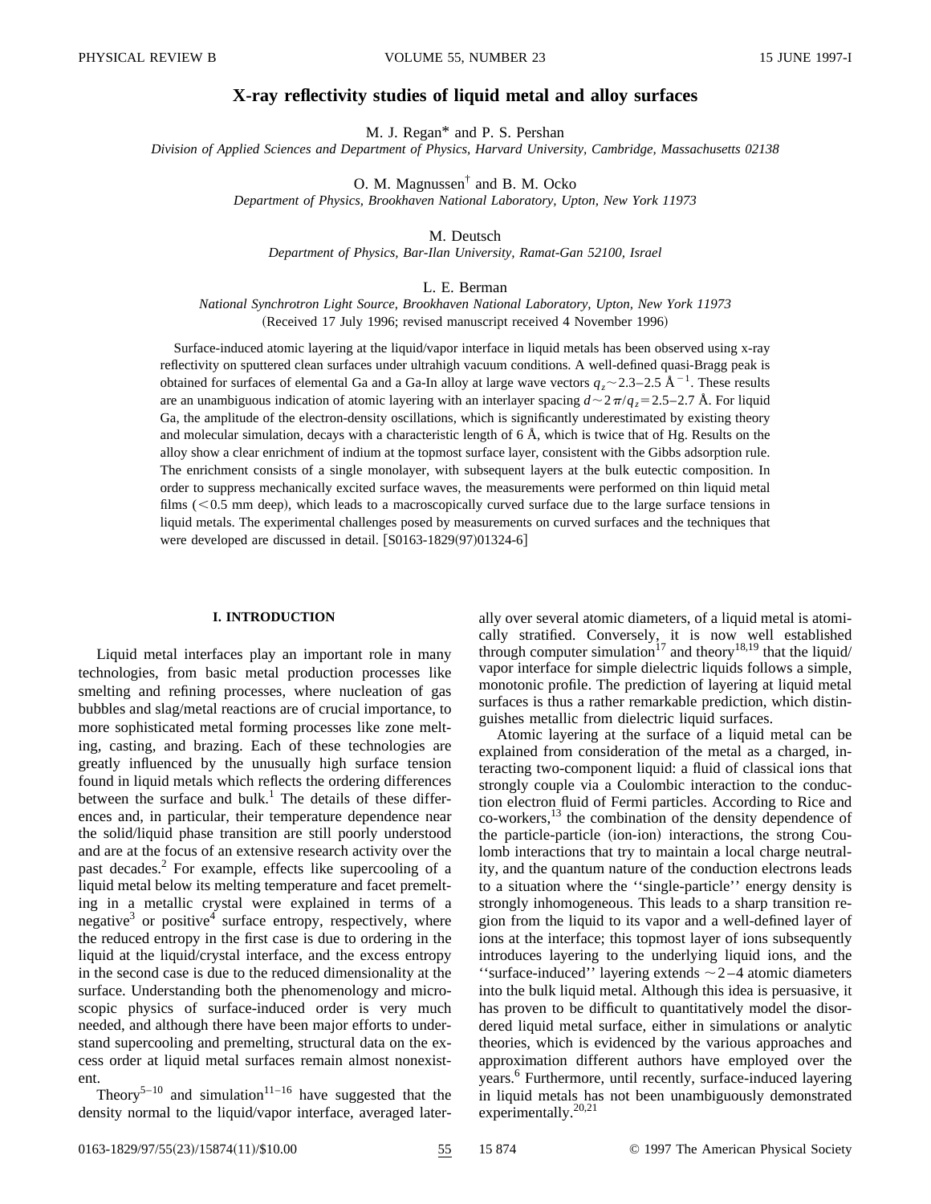# X-ray reflectivity studies of liquid metal and alloy surfaces

M. J. Regan* and P. S. Pershan

*Division of Applied Sciences and Department of Physics, Harvard University, Cambridge, Massachusetts 02138*

O. M. Magnussen† and B. M. Ocko

*Department of Physics, Brookhaven National Laboratory, Upton, New York 11973*

M. Deutsch

*Department of Physics, Bar-Ilan University, Ramat-Gan 52100, Israel*

L. E. Berman

*National Synchrotron Light Source, Brookhaven National Laboratory, Upton, New York 11973*

(Received 17 July 1996; revised manuscript received 4 November 1996)

Surface-induced atomic layering at the liquid/vapor interface in liquid metals has been observed using x-ray reflectivity on sputtered clean surfaces under ultrahigh vacuum conditions. A well-defined quasi-Bragg peak is obtained for surfaces of elemental Ga and a Ga-In alloy at large wave vectors $q_z \sim 2.3$–$2.5$ Å$^{-1}$. These results are an unambiguous indication of atomic layering with an interlayer spacing $d \sim 2\pi/q_z = 2.5$–$2.7$ Å. For liquid Ga, the amplitude of the electron-density oscillations, which is significantly underestimated by existing theory and molecular simulation, decays with a characteristic length of 6 Å, which is twice that of Hg. Results on the alloy show a clear enrichment of indium at the topmost surface layer, consistent with the Gibbs adsorption rule. The enrichment consists of a single monolayer, with subsequent layers at the bulk eutectic composition. In order to suppress mechanically excited surface waves, the measurements were performed on thin liquid metal films (<0.5 mm deep), which leads to a macroscopically curved surface due to the large surface tensions in liquid metals. The experimental challenges posed by measurements on curved surfaces and the techniques that were developed are discussed in detail. [S0163-1829(97)01324-6]

## I. INTRODUCTION

Liquid metal interfaces play an important role in many technologies, from basic metal production processes like smelting and refining processes, where nucleation of gas bubbles and slag/metal reactions are of crucial importance, to more sophisticated metal forming processes like zone melting, casting, and brazing. Each of these technologies are greatly influenced by the unusually high surface tension found in liquid metals which reflects the ordering differences between the surface and bulk.[1] The details of these differences and, in particular, their temperature dependence near the solid/liquid phase transition are still poorly understood and are at the focus of an extensive research activity over the past decades.[2] For example, effects like supercooling of a liquid metal below its melting temperature and facet premelting in a metallic crystal were explained in terms of a negative[3] or positive[4] surface entropy, respectively, where the reduced entropy in the first case is due to ordering in the liquid at the liquid/crystal interface, and the excess entropy in the second case is due to the reduced dimensionality at the surface. Understanding both the phenomenology and microscopic physics of surface-induced order is very much needed, and although there have been major efforts to understand supercooling and premelting, structural data on the excess order at liquid metal surfaces remain almost nonexistent.

Theory[5–10] and simulation[11–16] have suggested that the density normal to the liquid/vapor interface, averaged laterally over several atomic diameters, of a liquid metal is atomically stratified. Conversely, it is now well established through computer simulation[17] and theory[18,19] that the liquid/vapor interface for simple dielectric liquids follows a simple, monotonic profile. The prediction of layering at liquid metal surfaces is thus a rather remarkable prediction, which distinguishes metallic from dielectric liquid surfaces.

Atomic layering at the surface of a liquid metal can be explained from consideration of the metal as a charged, interacting two-component liquid: a fluid of classical ions that strongly couple via a Coulombic interaction to the conduction electron fluid of Fermi particles. According to Rice and co-workers,[13] the combination of the density dependence of the particle-particle (ion-ion) interactions, the strong Coulomb interactions that try to maintain a local charge neutrality, and the quantum nature of the conduction electrons leads to a situation where the ''single-particle'' energy density is strongly inhomogeneous. This leads to a sharp transition region from the liquid to its vapor and a well-defined layer of ions at the interface; this topmost layer of ions subsequently introduces layering to the underlying liquid ions, and the ''surface-induced'' layering extends ~2–4 atomic diameters into the bulk liquid metal. Although this idea is persuasive, it has proven to be difficult to quantitatively model the disordered liquid metal surface, either in simulations or analytic theories, which is evidenced by the various approaches and approximation different authors have employed over the years.[6] Furthermore, until recently, surface-induced layering in liquid metals has not been unambiguously demonstrated experimentally.[20,21]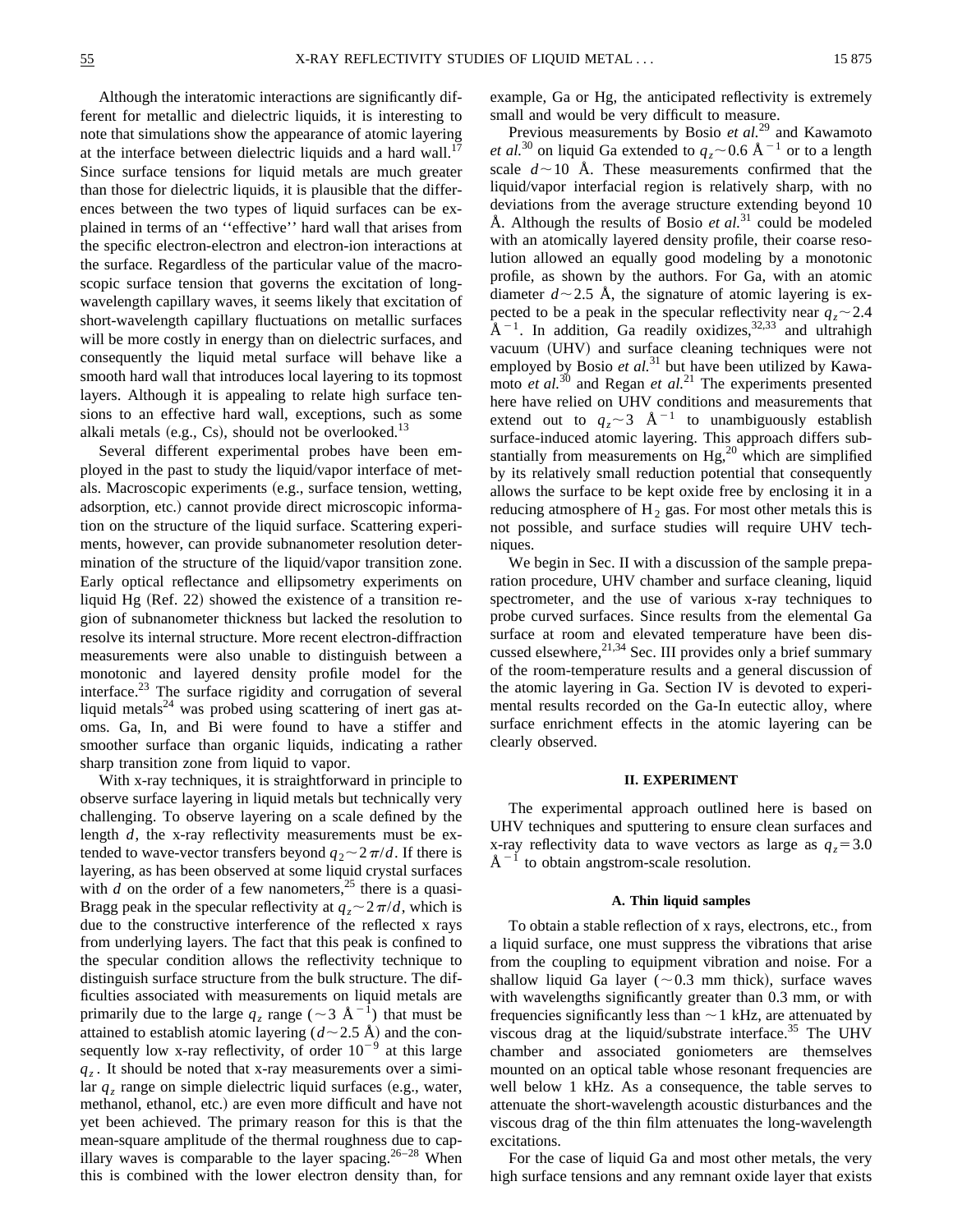Although the interatomic interactions are significantly different for metallic and dielectric liquids, it is interesting to note that simulations show the appearance of atomic layering at the interface between dielectric liquids and a hard wall.[17] Since surface tensions for liquid metals are much greater than those for dielectric liquids, it is plausible that the differences between the two types of liquid surfaces can be explained in terms of an ''effective'' hard wall that arises from the specific electron-electron and electron-ion interactions at the surface. Regardless of the particular value of the macroscopic surface tension that governs the excitation of long-wavelength capillary waves, it seems likely that excitation of short-wavelength capillary fluctuations on metallic surfaces will be more costly in energy than on dielectric surfaces, and consequently the liquid metal surface will behave like a smooth hard wall that introduces local layering to its topmost layers. Although it is appealing to relate high surface tensions to an effective hard wall, exceptions, such as some alkali metals (e.g., Cs), should not be overlooked.[13]

Several different experimental probes have been employed in the past to study the liquid/vapor interface of metals. Macroscopic experiments (e.g., surface tension, wetting, adsorption, etc.) cannot provide direct microscopic information on the structure of the liquid surface. Scattering experiments, however, can provide subnanometer resolution determination of the structure of the liquid/vapor transition zone. Early optical reflectance and ellipsometry experiments on liquid Hg (Ref. 22) showed the existence of a transition region of subnanometer thickness but lacked the resolution to resolve its internal structure. More recent electron-diffraction measurements were also unable to distinguish between a monotonic and layered density profile model for the interface.[23] The surface rigidity and corrugation of several liquid metals[24] was probed using scattering of inert gas atoms. Ga, In, and Bi were found to have a stiffer and smoother surface than organic liquids, indicating a rather sharp transition zone from liquid to vapor.

With x-ray techniques, it is straightforward in principle to observe surface layering in liquid metals but technically very challenging. To observe layering on a scale defined by the length $d$, the x-ray reflectivity measurements must be extended to wave-vector transfers beyond $q_z \sim 2\pi/d$. If there is layering, as has been observed at some liquid crystal surfaces with $d$ on the order of a few nanometers,[25] there is a quasi-Bragg peak in the specular reflectivity at $q_z \sim 2\pi/d$, which is due to the constructive interference of the reflected x rays from underlying layers. The fact that this peak is confined to the specular condition allows the reflectivity technique to distinguish surface structure from the bulk structure. The difficulties associated with measurements on liquid metals are primarily due to the large $q_z$ range ($\sim 3$ Å$^{-1}$) that must be attained to establish atomic layering ($d \sim 2.5$ Å) and the consequently low x-ray reflectivity, of order $10^{-9}$ at this large $q_z$. It should be noted that x-ray measurements over a similar $q_z$ range on simple dielectric liquid surfaces (e.g., water, methanol, ethanol, etc.) are even more difficult and have not yet been achieved. The primary reason for this is that the mean-square amplitude of the thermal roughness due to capillary waves is comparable to the layer spacing.[26–28] When this is combined with the lower electron density than, for example, Ga or Hg, the anticipated reflectivity is extremely small and would be very difficult to measure.

Previous measurements by Bosio *et al.*[29] and Kawamoto *et al.*[30] on liquid Ga extended to $q_z \sim 0.6$ Å$^{-1}$ or to a length scale $d \sim 10$ Å. These measurements confirmed that the liquid/vapor interfacial region is relatively sharp, with no deviations from the average structure extending beyond 10 Å. Although the results of Bosio *et al.*[31] could be modeled with an atomically layered density profile, their coarse resolution allowed an equally good modeling by a monotonic profile, as shown by the authors. For Ga, with an atomic diameter $d \sim 2.5$ Å, the signature of atomic layering is expected to be a peak in the specular reflectivity near $q_z \sim 2.4$ Å$^{-1}$. In addition, Ga readily oxidizes,[32,33] and ultrahigh vacuum (UHV) and surface cleaning techniques were not employed by Bosio *et al.*[31] but have been utilized by Kawamoto *et al.*[30] and Regan *et al.*[21] The experiments presented here have relied on UHV conditions and measurements that extend out to $q_z \sim 3$ Å$^{-1}$ to unambiguously establish surface-induced atomic layering. This approach differs substantially from measurements on Hg,[20] which are simplified by its relatively small reduction potential that consequently allows the surface to be kept oxide free by enclosing it in a reducing atmosphere of $H_2$ gas. For most other metals this is not possible, and surface studies will require UHV techniques.

We begin in Sec. II with a discussion of the sample preparation procedure, UHV chamber and surface cleaning, liquid spectrometer, and the use of various x-ray techniques to probe curved surfaces. Since results from the elemental Ga surface at room and elevated temperature have been discussed elsewhere,[21,34] Sec. III provides only a brief summary of the room-temperature results and a general discussion of the atomic layering in Ga. Section IV is devoted to experimental results recorded on the Ga-In eutectic alloy, where surface enrichment effects in the atomic layering can be clearly observed.

## II. EXPERIMENT

The experimental approach outlined here is based on UHV techniques and sputtering to ensure clean surfaces and x-ray reflectivity data to wave vectors as large as $q_z = 3.0$ Å$^{-1}$ to obtain angstrom-scale resolution.

### A. Thin liquid samples

To obtain a stable reflection of x rays, electrons, etc., from a liquid surface, one must suppress the vibrations that arise from the coupling to equipment vibration and noise. For a shallow liquid Ga layer ($\sim 0.3$ mm thick), surface waves with wavelengths significantly greater than 0.3 mm, or with frequencies significantly less than $\sim 1$ kHz, are attenuated by viscous drag at the liquid/substrate interface.[35] The UHV chamber and associated goniometers are themselves mounted on an optical table whose resonant frequencies are well below 1 kHz. As a consequence, the table serves to attenuate the short-wavelength acoustic disturbances and the viscous drag of the thin film attenuates the long-wavelength excitations.

For the case of liquid Ga and most other metals, the very high surface tensions and any remnant oxide layer that exists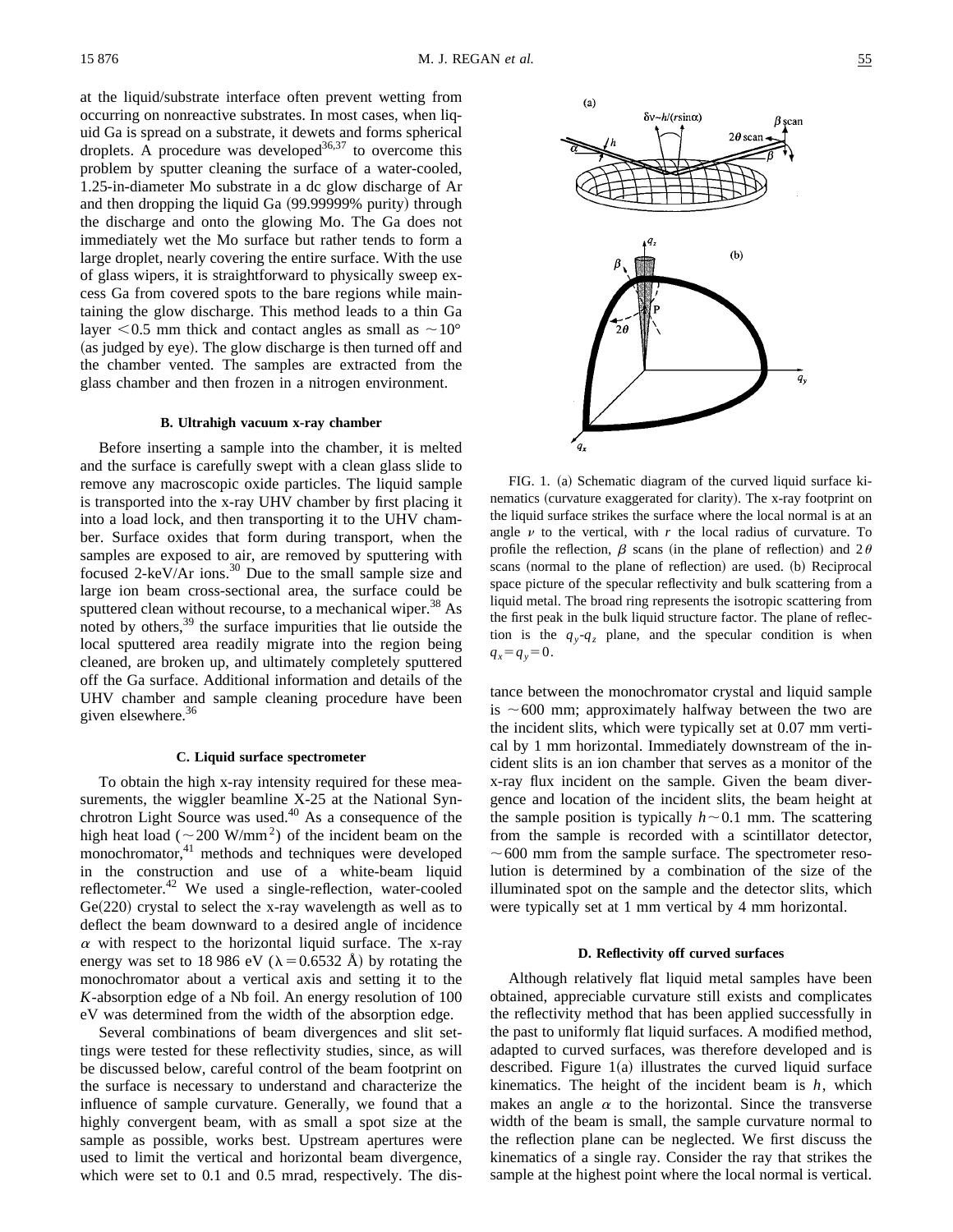at the liquid/substrate interface often prevent wetting from occurring on nonreactive substrates. In most cases, when liquid Ga is spread on a substrate, it dewets and forms spherical droplets. A procedure was developed[36,37] to overcome this problem by sputter cleaning the surface of a water-cooled, 1.25-in-diameter Mo substrate in a dc glow discharge of Ar and then dropping the liquid Ga (99.99999% purity) through the discharge and onto the glowing Mo. The Ga does not immediately wet the Mo surface but rather tends to form a large droplet, nearly covering the entire surface. With the use of glass wipers, it is straightforward to physically sweep excess Ga from covered spots to the bare regions while maintaining the glow discharge. This method leads to a thin Ga layer $<0.5$ mm thick and contact angles as small as $\sim 10°$ (as judged by eye). The glow discharge is then turned off and the chamber vented. The samples are extracted from the glass chamber and then frozen in a nitrogen environment.

### B. Ultrahigh vacuum x-ray chamber

Before inserting a sample into the chamber, it is melted and the surface is carefully swept with a clean glass slide to remove any macroscopic oxide particles. The liquid sample is transported into the x-ray UHV chamber by first placing it into a load lock, and then transporting it to the UHV chamber. Surface oxides that form during transport, when the samples are exposed to air, are removed by sputtering with focused 2-keV/Ar ions.[30] Due to the small sample size and large ion beam cross-sectional area, the surface could be sputtered clean without recourse, to a mechanical wiper.[38] As noted by others,[39] the surface impurities that lie outside the local sputtered area readily migrate into the region being cleaned, are broken up, and ultimately completely sputtered off the Ga surface. Additional information and details of the UHV chamber and sample cleaning procedure have been given elsewhere.[36]

### C. Liquid surface spectrometer

To obtain the high x-ray intensity required for these measurements, the wiggler beamline X-25 at the National Synchrotron Light Source was used.[40] As a consequence of the high heat load ($\sim 200$ W/mm$^2$) of the incident beam on the monochromator,[41] methods and techniques were developed in the construction and use of a white-beam liquid reflectometer.[42] We used a single-reflection, water-cooled Ge(220) crystal to select the x-ray wavelength as well as to deflect the beam downward to a desired angle of incidence $\alpha$ with respect to the horizontal liquid surface. The x-ray energy was set to 18 986 eV ($\lambda = 0.6532$ Å) by rotating the monochromator about a vertical axis and setting it to the *K*-absorption edge of a Nb foil. An energy resolution of 100 eV was determined from the width of the absorption edge.

Several combinations of beam divergences and slit settings were tested for these reflectivity studies, since, as will be discussed below, careful control of the beam footprint on the surface is necessary to understand and characterize the influence of sample curvature. Generally, we found that a highly convergent beam, with as small a spot size at the sample as possible, works best. Upstream apertures were used to limit the vertical and horizontal beam divergence, which were set to 0.1 and 0.5 mrad, respectively. The distance between the monochromator crystal and liquid sample is $\sim 600$ mm; approximately halfway between the two are the incident slits, which were typically set at 0.07 mm vertical by 1 mm horizontal. Immediately downstream of the incident slits is an ion chamber that serves as a monitor of the x-ray flux incident on the sample. Given the beam divergence and location of the incident slits, the beam height at the sample position is typically $h \sim 0.1$ mm. The scattering from the sample is recorded with a scintillator detector, $\sim 600$ mm from the sample surface. The spectrometer resolution is determined by a combination of the size of the illuminated spot on the sample and the detector slits, which were typically set at 1 mm vertical by 4 mm horizontal.

FIG. 1. (a) Schematic diagram of the curved liquid surface kinematics (curvature exaggerated for clarity). The x-ray footprint on the liquid surface strikes the surface where the local normal is at an angle $\nu$ to the vertical, with $r$ the local radius of curvature. To profile the reflection, $\beta$ scans (in the plane of reflection) and $2\theta$ scans (normal to the plane of reflection) are used. (b) Reciprocal space picture of the specular reflectivity and bulk scattering from a liquid metal. The broad ring represents the isotropic scattering from the first peak in the bulk liquid structure factor. The plane of reflection is the $q_y$-$q_z$ plane, and the specular condition is when $q_x = q_y = 0$.

### D. Reflectivity off curved surfaces

Although relatively flat liquid metal samples have been obtained, appreciable curvature still exists and complicates the reflectivity method that has been applied successfully in the past to uniformly flat liquid surfaces. A modified method, adapted to curved surfaces, was therefore developed and is described. Figure 1(a) illustrates the curved liquid surface kinematics. The height of the incident beam is $h$, which makes an angle $\alpha$ to the horizontal. Since the transverse width of the beam is small, the sample curvature normal to the reflection plane can be neglected. We first discuss the kinematics of a single ray. Consider the ray that strikes the sample at the highest point where the local normal is vertical.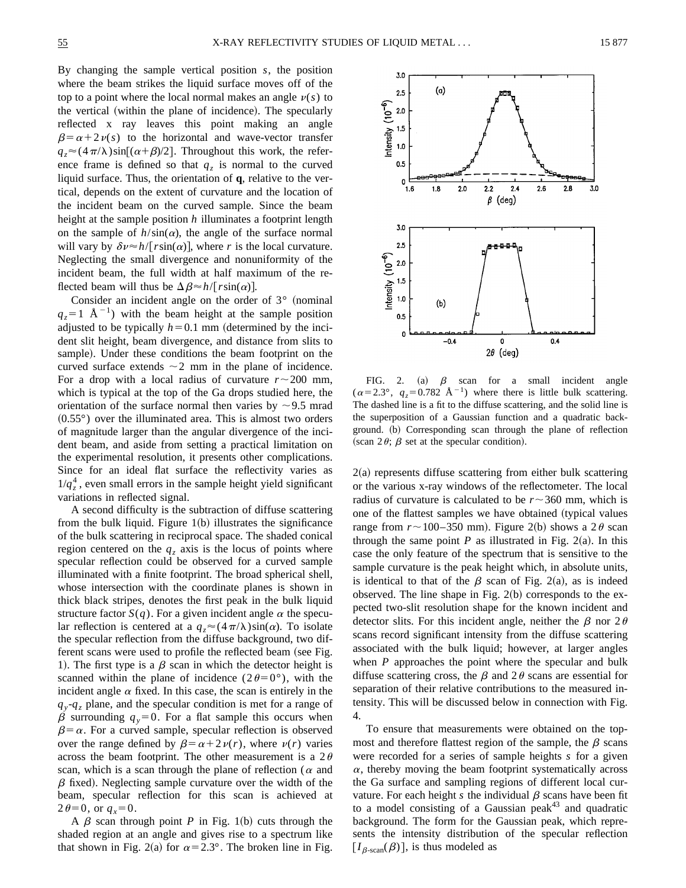By changing the sample vertical position $s$, the position where the beam strikes the liquid surface moves off of the top to a point where the local normal makes an angle $\nu(s)$ to the vertical (within the plane of incidence). The specularly reflected x ray leaves this point making an angle $\beta = \alpha + 2\nu(s)$ to the horizontal and wave-vector transfer $q_z \approx (4\pi/\lambda)\sin[(\alpha+\beta)/2]$. Throughout this work, the reference frame is defined so that $q_z$ is normal to the curved liquid surface. Thus, the orientation of $\mathbf{q}$, relative to the vertical, depends on the extent of curvature and the location of the incident beam on the curved sample. Since the beam height at the sample position $h$ illuminates a footprint length on the sample of $h/\sin(\alpha)$, the angle of the surface normal will vary by $\delta\nu \approx h/[r\sin(\alpha)]$, where $r$ is the local curvature. Neglecting the small divergence and nonuniformity of the incident beam, the full width at half maximum of the reflected beam will thus be $\Delta\beta \approx h/[r\sin(\alpha)]$.

Consider an incident angle on the order of 3° (nominal $q_z = 1$ Å$^{-1}$) with the beam height at the sample position adjusted to be typically $h = 0.1$ mm (determined by the incident slit height, beam divergence, and distance from slits to sample). Under these conditions the beam footprint on the curved surface extends ~2 mm in the plane of incidence. For a drop with a local radius of curvature $r \sim 200$ mm, which is typical at the top of the Ga drops studied here, the orientation of the surface normal then varies by ~9.5 mrad (0.55°) over the illuminated area. This is almost two orders of magnitude larger than the angular divergence of the incident beam, and aside from setting a practical limitation on the experimental resolution, it presents other complications. Since for an ideal flat surface the reflectivity varies as $1/q_z^4$, even small errors in the sample height yield significant variations in reflected signal.

A second difficulty is the subtraction of diffuse scattering from the bulk liquid. Figure 1(b) illustrates the significance of the bulk scattering in reciprocal space. The shaded conical region centered on the $q_z$ axis is the locus of points where specular reflection could be observed for a curved sample illuminated with a finite footprint. The broad spherical shell, whose intersection with the coordinate planes is shown in thick black stripes, denotes the first peak in the bulk liquid structure factor $S(q)$. For a given incident angle $\alpha$ the specular reflection is centered at a $q_z \approx (4\pi/\lambda)\sin(\alpha)$. To isolate the specular reflection from the diffuse background, two different scans were used to profile the reflected beam (see Fig. 1). The first type is a $\beta$ scan in which the detector height is scanned within the plane of incidence $(2\theta = 0°)$, with the incident angle $\alpha$ fixed. In this case, the scan is entirely in the $q_y$-$q_z$ plane, and the specular condition is met for a range of $\beta$ surrounding $q_y = 0$. For a flat sample this occurs when $\beta = \alpha$. For a curved sample, specular reflection is observed over the range defined by $\beta = \alpha + 2\nu(r)$, where $\nu(r)$ varies across the beam footprint. The other measurement is a $2\theta$ scan, which is a scan through the plane of reflection ($\alpha$ and $\beta$ fixed). Neglecting sample curvature over the width of the beam, specular reflection for this scan is achieved at $2\theta = 0$, or $q_x = 0$.

A $\beta$ scan through point $P$ in Fig. 1(b) cuts through the shaded region at an angle and gives rise to a spectrum like that shown in Fig. 2(a) for $\alpha = 2.3°$. The broken line in Fig. 2(a) represents diffuse scattering from either bulk scattering or the various x-ray windows of the reflectometer. The local radius of curvature is calculated to be $r \sim 360$ mm, which is one of the flattest samples we have obtained (typical values range from $r \sim 100$–350 mm). Figure 2(b) shows a $2\theta$ scan through the same point $P$ as illustrated in Fig. 2(a). In this case the only feature of the spectrum that is sensitive to the sample curvature is the peak height which, in absolute units, is identical to that of the $\beta$ scan of Fig. 2(a), as is indeed observed. The line shape in Fig. 2(b) corresponds to the expected two-slit resolution shape for the known incident and detector slits. For this incident angle, neither the $\beta$ nor $2\theta$ scans record significant intensity from the diffuse scattering associated with the bulk liquid; however, at larger angles when $P$ approaches the point where the specular and bulk diffuse scattering cross, the $\beta$ and $2\theta$ scans are essential for separation of their relative contributions to the measured intensity. This will be discussed below in connection with Fig. 4.

FIG. 2. (a) $\beta$ scan for a small incident angle ($\alpha = 2.3°$, $q_z = 0.782$ Å$^{-1}$) where there is little bulk scattering. The dashed line is a fit to the diffuse scattering, and the solid line is the superposition of a Gaussian function and a quadratic background. (b) Corresponding scan through the plane of reflection (scan $2\theta$; $\beta$ set at the specular condition).

To ensure that measurements were obtained on the topmost and therefore flattest region of the sample, the $\beta$ scans were recorded for a series of sample heights $s$ for a given $\alpha$, thereby moving the beam footprint systematically across the Ga surface and sampling regions of different local curvature. For each height $s$ the individual $\beta$ scans have been fit to a model consisting of a Gaussian peak[43] and quadratic background. The form for the Gaussian peak, which represents the intensity distribution of the specular reflection $[I_{\beta\text{-scan}}(\beta)]$, is thus modeled as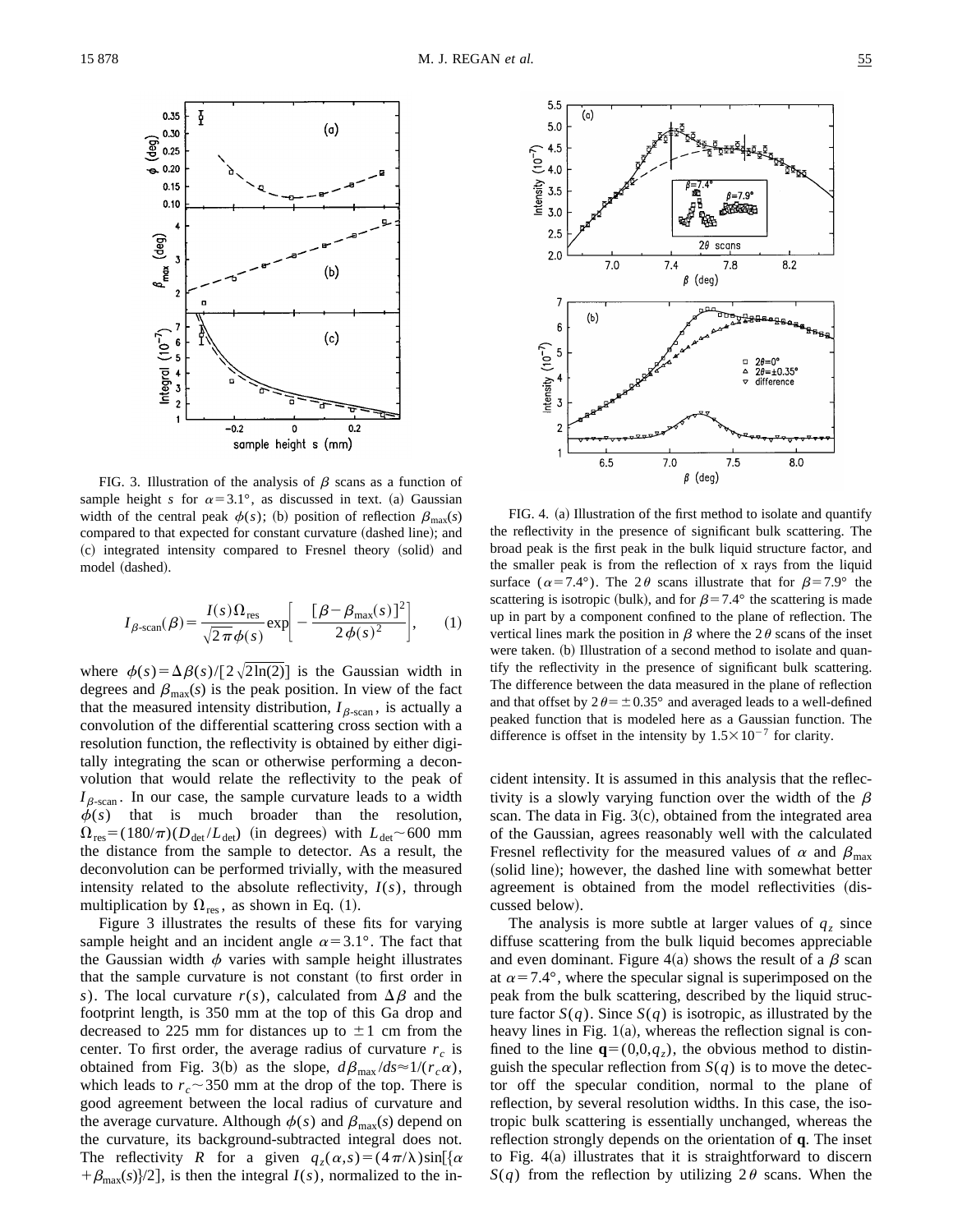FIG. 3. Illustration of the analysis of $\beta$ scans as a function of sample height $s$ for $\alpha=3.1°$, as discussed in text. (a) Gaussian width of the central peak $\phi(s)$; (b) position of reflection $\beta_{max}(s)$ compared to that expected for constant curvature (dashed line); and (c) integrated intensity compared to Fresnel theory (solid) and model (dashed).

$$I_{\beta\text{-scan}}(\beta)=\frac{I(s)\Omega_{\text{res}}}{\sqrt{2\pi}\phi(s)}\exp\left[-\frac{[\beta-\beta_{\max}(s)]^2}{2\phi(s)^2}\right], \quad (1)$$

where $\phi(s)=\Delta\beta(s)/[2\sqrt{2\ln(2)}]$ is the Gaussian width in degrees and $\beta_{max}(s)$ is the peak position. In view of the fact that the measured intensity distribution, $I_{\beta\text{-scan}}$, is actually a convolution of the differential scattering cross section with a resolution function, the reflectivity is obtained by either digitally integrating the scan or otherwise performing a deconvolution that would relate the reflectivity to the peak of $I_{\beta\text{-scan}}$. In our case, the sample curvature leads to a width $\phi(s)$ that is much broader than the resolution, $\Omega_{res}=(180/\pi)(D_{det}/L_{det})$ (in degrees) with $L_{det}\sim 600$ mm the distance from the sample to detector. As a result, the deconvolution can be performed trivially, with the measured intensity related to the absolute reflectivity, $I(s)$, through multiplication by $\Omega_{res}$, as shown in Eq. (1).

Figure 3 illustrates the results of these fits for varying sample height and an incident angle $\alpha=3.1°$. The fact that the Gaussian width $\phi$ varies with sample height illustrates that the sample curvature is not constant (to first order in $s$). The local curvature $r(s)$, calculated from $\Delta\beta$ and the footprint length, is 350 mm at the top of this Ga drop and decreased to 225 mm for distances up to $\pm 1$ cm from the center. To first order, the average radius of curvature $r_c$ is obtained from Fig. 3(b) as the slope, $d\beta_{max}/ds\approx 1/(r_c\alpha)$, which leads to $r_c\sim 350$ mm at the drop of the top. There is good agreement between the local radius of curvature and the average curvature. Although $\phi(s)$ and $\beta_{max}(s)$ depend on the curvature, its background-subtracted integral does not. The reflectivity $R$ for a given $q_z(\alpha,s)=(4\pi/\lambda)\sin[\{\alpha+\beta_{max}(s)\}/2]$, is then the integral $I(s)$, normalized to the incident intensity. It is assumed in this analysis that the reflectivity is a slowly varying function over the width of the $\beta$ scan. The data in Fig. 3(c), obtained from the integrated area of the Gaussian, agrees reasonably well with the calculated Fresnel reflectivity for the measured values of $\alpha$ and $\beta_{max}$ (solid line); however, the dashed line with somewhat better agreement is obtained from the model reflectivities (discussed below).

FIG. 4. (a) Illustration of the first method to isolate and quantify the reflectivity in the presence of significant bulk scattering. The broad peak is the first peak in the bulk liquid structure factor, and the smaller peak is from the reflection of x rays from the liquid surface ($\alpha=7.4°$). The $2\theta$ scans illustrate that for $\beta=7.9°$ the scattering is isotropic (bulk), and for $\beta=7.4°$ the scattering is made up in part by a component confined to the plane of reflection. The vertical lines mark the position in $\beta$ where the $2\theta$ scans of the inset were taken. (b) Illustration of a second method to isolate and quantify the reflectivity in the presence of significant bulk scattering. The difference between the data measured in the plane of reflection and that offset by $2\theta=\pm 0.35°$ and averaged leads to a well-defined peaked function that is modeled here as a Gaussian function. The difference is offset in the intensity by $1.5\times 10^{-7}$ for clarity.

The analysis is more subtle at larger values of $q_z$ since diffuse scattering from the bulk liquid becomes appreciable and even dominant. Figure 4(a) shows the result of a $\beta$ scan at $\alpha=7.4°$, where the specular signal is superimposed on the peak from the bulk scattering, described by the liquid structure factor $S(q)$. Since $S(q)$ is isotropic, as illustrated by the heavy lines in Fig. 1(a), whereas the reflection signal is confined to the line $\mathbf{q}=(0,0,q_z)$, the obvious method to distinguish the specular reflection from $S(q)$ is to move the detector off the specular condition, normal to the plane of reflection, by several resolution widths. In this case, the isotropic bulk scattering is essentially unchanged, whereas the reflection strongly depends on the orientation of $\mathbf{q}$. The inset to Fig. 4(a) illustrates that it is straightforward to discern $S(q)$ from the reflection by utilizing $2\theta$ scans. When the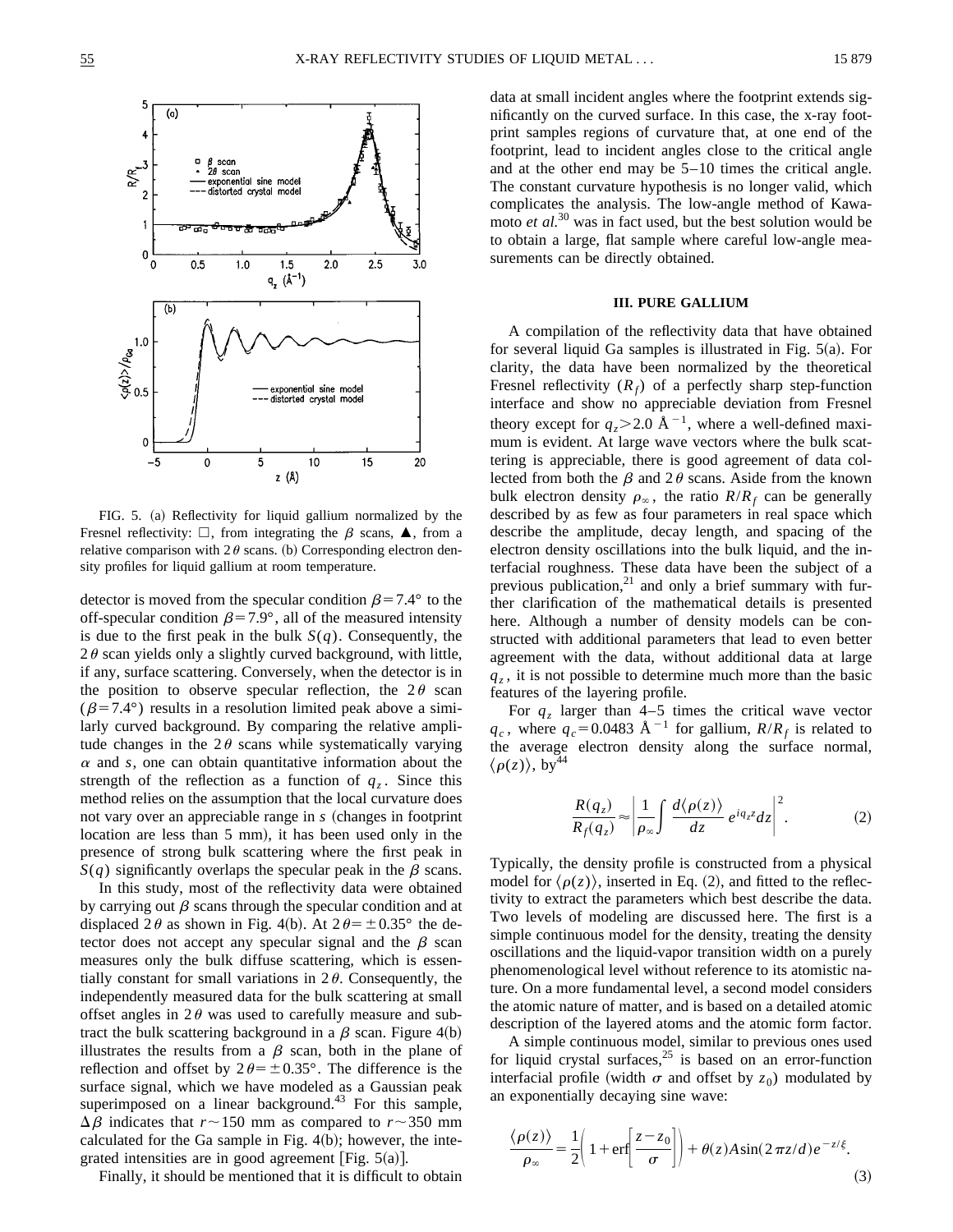FIG. 5. (a) Reflectivity for liquid gallium normalized by the Fresnel reflectivity: □, from integrating the $\beta$ scans, ▲, from a relative comparison with $2\theta$ scans. (b) Corresponding electron density profiles for liquid gallium at room temperature.

detector is moved from the specular condition $\beta=7.4°$ to the off-specular condition $\beta=7.9°$, all of the measured intensity is due to the first peak in the bulk $S(q)$. Consequently, the $2\theta$ scan yields only a slightly curved background, with little, if any, surface scattering. Conversely, when the detector is in the position to observe specular reflection, the $2\theta$ scan ($\beta=7.4°$) results in a resolution limited peak above a similarly curved background. By comparing the relative amplitude changes in the $2\theta$ scans while systematically varying $\alpha$ and $s$, one can obtain quantitative information about the strength of the reflection as a function of $q_z$. Since this method relies on the assumption that the local curvature does not vary over an appreciable range in $s$ (changes in footprint location are less than 5 mm), it has been used only in the presence of strong bulk scattering where the first peak in $S(q)$ significantly overlaps the specular peak in the $\beta$ scans.

In this study, most of the reflectivity data were obtained by carrying out $\beta$ scans through the specular condition and at displaced $2\theta$ as shown in Fig. 4(b). At $2\theta=\pm 0.35°$ the detector does not accept any specular signal and the $\beta$ scan measures only the bulk diffuse scattering, which is essentially constant for small variations in $2\theta$. Consequently, the independently measured data for the bulk scattering at small offset angles in $2\theta$ was used to carefully measure and subtract the bulk scattering background in a $\beta$ scan. Figure 4(b) illustrates the results from a $\beta$ scan, both in the plane of reflection and offset by $2\theta=\pm 0.35°$. The difference is the surface signal, which we have modeled as a Gaussian peak superimposed on a linear background.[43] For this sample, $\Delta\beta$ indicates that $r\sim 150$ mm as compared to $r\sim 350$ mm calculated for the Ga sample in Fig. 4(b); however, the integrated intensities are in good agreement [Fig. 5(a)].

Finally, it should be mentioned that it is difficult to obtain data at small incident angles where the footprint extends significantly on the curved surface. In this case, the x-ray footprint samples regions of curvature that, at one end of the footprint, lead to incident angles close to the critical angle and at the other end may be 5–10 times the critical angle. The constant curvature hypothesis is no longer valid, which complicates the analysis. The low-angle method of Kawamoto *et al.*[30] was in fact used, but the best solution would be to obtain a large, flat sample where careful low-angle measurements can be directly obtained.

## III. PURE GALLIUM

A compilation of the reflectivity data that have obtained for several liquid Ga samples is illustrated in Fig. 5(a). For clarity, the data have been normalized by the theoretical Fresnel reflectivity ($R_f$) of a perfectly sharp step-function interface and show no appreciable deviation from Fresnel theory except for $q_z>2.0$ Å$^{-1}$, where a well-defined maximum is evident. At large wave vectors where the bulk scattering is appreciable, there is good agreement of data collected from both the $\beta$ and $2\theta$ scans. Aside from the known bulk electron density $\rho_\infty$, the ratio $R/R_f$ can be generally described by as few as four parameters in real space which describe the amplitude, decay length, and spacing of the electron density oscillations into the bulk liquid, and the interfacial roughness. These data have been the subject of a previous publication,[21] and only a brief summary with further clarification of the mathematical details is presented here. Although a number of density models can be constructed with additional parameters that lead to even better agreement with the data, without additional data at large $q_z$, it is not possible to determine much more than the basic features of the layering profile.

For $q_z$ larger than 4–5 times the critical wave vector $q_c$, where $q_c=0.0483$ Å$^{-1}$ for gallium, $R/R_f$ is related to the average electron density along the surface normal, $\langle\rho(z)\rangle$, by[44]

$$\frac{R(q_z)}{R_f(q_z)}\approx\left|\frac{1}{\rho_\infty}\int\frac{d\langle\rho(z)\rangle}{dz}\,e^{iq_z z}dz\right|^2. \tag{2}$$

Typically, the density profile is constructed from a physical model for $\langle\rho(z)\rangle$, inserted in Eq. (2), and fitted to the reflectivity to extract the parameters which best describe the data. Two levels of modeling are discussed here. The first is a simple continuous model for the density, treating the density oscillations and the liquid-vapor transition width on a purely phenomenological level without reference to its atomistic nature. On a more fundamental level, a second model considers the atomic nature of matter, and is based on a detailed atomic description of the layered atoms and the atomic form factor.

A simple continuous model, similar to previous ones used for liquid crystal surfaces,[25] is based on an error-function interfacial profile (width $\sigma$ and offset by $z_0$) modulated by an exponentially decaying sine wave:

$$\frac{\langle\rho(z)\rangle}{\rho_\infty}=\frac{1}{2}\left(1+\operatorname{erf}\left[\frac{z-z_0}{\sigma}\right]\right)+\theta(z)A\sin(2\pi z/d)e^{-z/\xi}. \tag{3}$$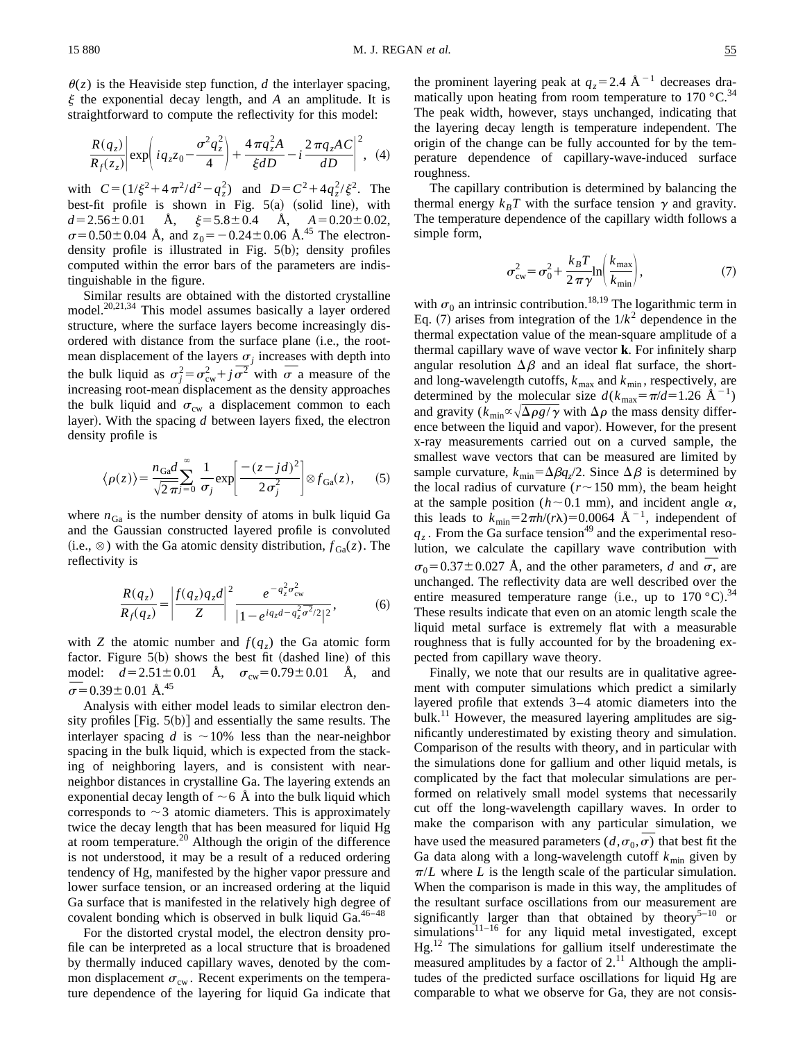$\theta(z)$ is the Heaviside step function, $d$ the interlayer spacing, $\xi$ the exponential decay length, and $A$ an amplitude. It is straightforward to compute the reflectivity for this model:

$$\frac{R(q_z)}{R_f(z_z)}\left|\exp\left(iq_z z_0-\frac{\sigma^2 q_z^2}{4}\right)+\frac{4\pi q_z^2 A}{\xi dD}-i\frac{2\pi q_z AC}{dD}\right|^2, \quad (4)$$

with $C=(1/\xi^2+4\pi^2/d^2-q_z^2)$ and $D=C^2+4q_z^2/\xi^2$. The best-fit profile is shown in Fig. 5(a) (solid line), with $d=2.56\pm0.01$ Å, $\xi=5.8\pm0.4$ Å, $A=0.20\pm0.02$, $\sigma=0.50\pm0.04$ Å, and $z_0=-0.24\pm0.06$ Å.[45] The electron-density profile is illustrated in Fig. 5(b); density profiles computed within the error bars of the parameters are indistinguishable in the figure.

Similar results are obtained with the distorted crystalline model.[20,21,34] This model assumes basically a layer ordered structure, where the surface layers become increasingly disordered with distance from the surface plane (i.e., the root-mean displacement of the layers $\sigma_j$ increases with depth into the bulk liquid as $\sigma_j^2=\sigma_{\rm cw}^2+j\overline{\sigma}^2$ with $\overline{\sigma}$ a measure of the increasing root-mean displacement as the density approaches the bulk liquid and $\sigma_{\rm cw}$ a displacement common to each layer). With the spacing $d$ between layers fixed, the electron density profile is

$$\langle\rho(z)\rangle=\frac{n_{\rm Ga}d}{\sqrt{2\pi}}\sum_{j=0}^{\infty}\frac{1}{\sigma_j}\exp\left[\frac{-(z-jd)^2}{2\sigma_j^2}\right]\otimes f_{\rm Ga}(z), \quad (5)$$

where $n_{\rm Ga}$ is the number density of atoms in bulk liquid Ga and the Gaussian constructed layered profile is convoluted (i.e., $\otimes$) with the Ga atomic density distribution, $f_{\rm Ga}(z)$. The reflectivity is

$$\frac{R(q_z)}{R_f(q_z)}=\left|\frac{f(q_z)q_z d}{Z}\right|^2\frac{e^{-q_z^2\sigma_{\rm cw}^2}}{|1-e^{iq_z d-q_z^2\overline{\sigma}^2/2}|^2}, \quad (6)$$

with $Z$ the atomic number and $f(q_z)$ the Ga atomic form factor. Figure 5(b) shows the best fit (dashed line) of this model: $d=2.51\pm0.01$ Å, $\sigma_{\rm cw}=0.79\pm0.01$ Å, and $\overline{\sigma}=0.39\pm0.01$ Å.[45]

Analysis with either model leads to similar electron density profiles [Fig. 5(b)] and essentially the same results. The interlayer spacing $d$ is ~10% less than the near-neighbor spacing in the bulk liquid, which is expected from the stacking of neighboring layers, and is consistent with near-neighbor distances in crystalline Ga. The layering extends an exponential decay length of ~6 Å into the bulk liquid which corresponds to ~3 atomic diameters. This is approximately twice the decay length that has been measured for liquid Hg at room temperature.[20] Although the origin of the difference is not understood, it may be a result of a reduced ordering tendency of Hg, manifested by the higher vapor pressure and lower surface tension, or an increased ordering at the liquid Ga surface that is manifested in the relatively high degree of covalent bonding which is observed in bulk liquid Ga.[46–48]

For the distorted crystal model, the electron density profile can be interpreted as a local structure that is broadened by thermally induced capillary waves, denoted by the common displacement $\sigma_{\rm cw}$. Recent experiments on the temperature dependence of the layering for liquid Ga indicate that the prominent layering peak at $q_z=2.4$ Å$^{-1}$ decreases dramatically upon heating from room temperature to 170 °C.[34] The peak width, however, stays unchanged, indicating that the layering decay length is temperature independent. The origin of the change can be fully accounted for by the temperature dependence of capillary-wave-induced surface roughness.

The capillary contribution is determined by balancing the thermal energy $k_BT$ with the surface tension $\gamma$ and gravity. The temperature dependence of the capillary width follows a simple form,

$$\sigma_{\rm cw}^2=\sigma_0^2+\frac{k_BT}{2\pi\gamma}\ln\left(\frac{k_{\max}}{k_{\min}}\right), \quad (7)$$

with $\sigma_0$ an intrinsic contribution.[18,19] The logarithmic term in Eq. (7) arises from integration of the $1/k^2$ dependence in the thermal expectation value of the mean-square amplitude of a thermal capillary wave of wave vector $\mathbf{k}$. For infinitely sharp angular resolution $\Delta\beta$ and an ideal flat surface, the short- and long-wavelength cutoffs, $k_{\max}$ and $k_{\min}$, respectively, are determined by the molecular size $d$($k_{\max}=\pi/d=1.26$ Å$^{-1}$) and gravity ($k_{\min}\propto\sqrt{\Delta\rho g/\gamma}$ with $\Delta\rho$ the mass density difference between the liquid and vapor). However, for the present x-ray measurements carried out on a curved sample, the smallest wave vectors that can be measured are limited by sample curvature, $k_{\min}=\Delta\beta q_z/2$. Since $\Delta\beta$ is determined by the local radius of curvature ($r\sim150$ mm), the beam height at the sample position ($h\sim0.1$ mm), and incident angle $\alpha$, this leads to $k_{\min}=2\pi h/(r\lambda)=0.0064$ Å$^{-1}$, independent of $q_z$. From the Ga surface tension[49] and the experimental resolution, we calculate the capillary wave contribution with $\sigma_0=0.37\pm0.027$ Å, and the other parameters, $d$ and $\overline{\sigma}$, are unchanged. The reflectivity data are well described over the entire measured temperature range (i.e., up to 170 °C).[34] These results indicate that even on an atomic length scale the liquid metal surface is extremely flat with a measurable roughness that is fully accounted for by the broadening expected from capillary wave theory.

Finally, we note that our results are in qualitative agreement with computer simulations which predict a similarly layered profile that extends 3–4 atomic diameters into the bulk.[11] However, the measured layering amplitudes are significantly underestimated by existing theory and simulation. Comparison of the results with theory, and in particular with the simulations done for gallium and other liquid metals, is complicated by the fact that molecular simulations are performed on relatively small model systems that necessarily cut off the long-wavelength capillary waves. In order to make the comparison with any particular simulation, we have used the measured parameters $(d,\sigma_0,\overline{\sigma})$ that best fit the Ga data along with a long-wavelength cutoff $k_{\min}$ given by $\pi/L$ where $L$ is the length scale of the particular simulation. When the comparison is made in this way, the amplitudes of the resultant surface oscillations from our measurement are significantly larger than that obtained by theory[5–10] or simulations[11–16] for any liquid metal investigated, except Hg.[12] The simulations for gallium itself underestimate the measured amplitudes by a factor of 2.[11] Although the amplitudes of the predicted surface oscillations for liquid Hg are comparable to what we observe for Ga, they are not consis-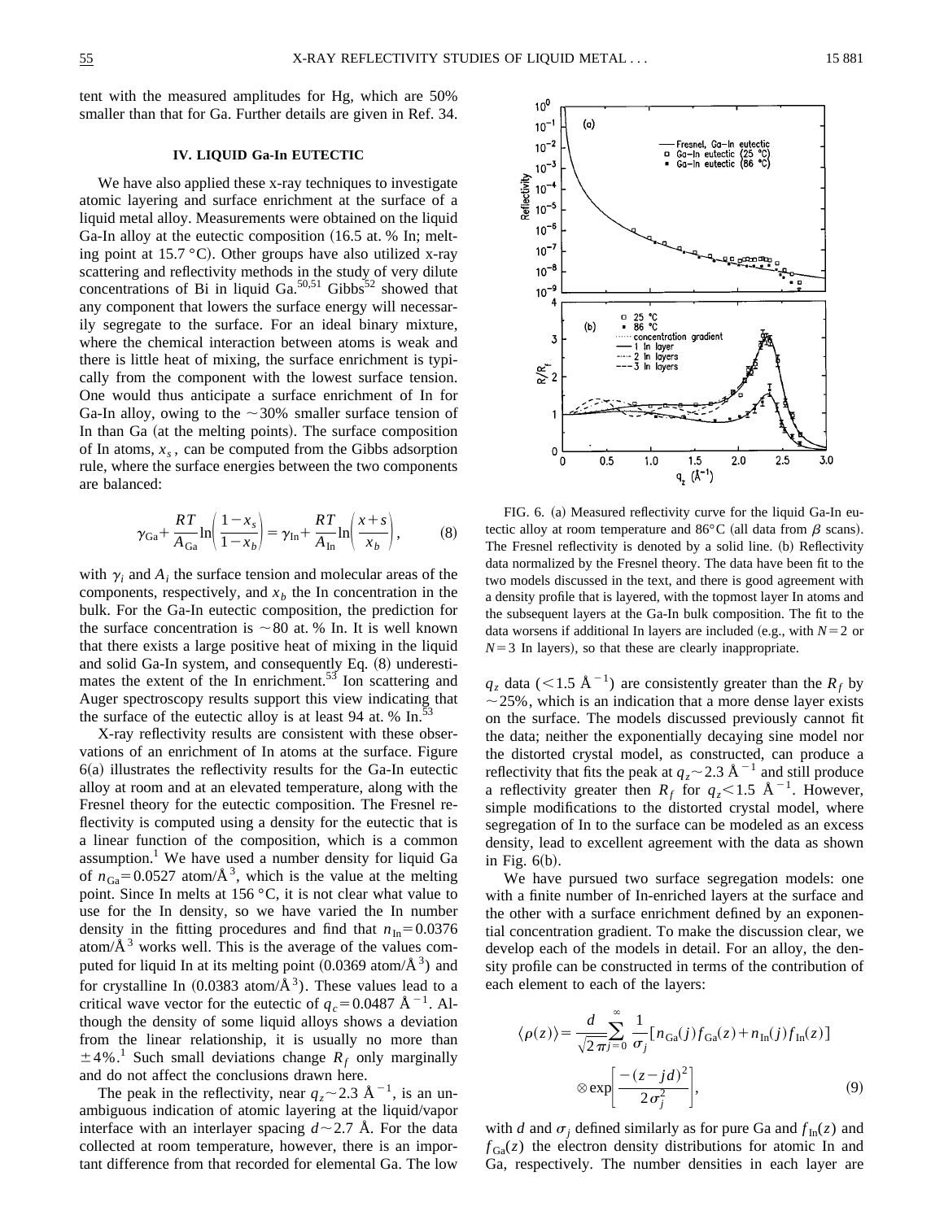tent with the measured amplitudes for Hg, which are 50% smaller than that for Ga. Further details are given in Ref. 34.

## IV. LIQUID Ga-In EUTECTIC

We have also applied these x-ray techniques to investigate atomic layering and surface enrichment at the surface of a liquid metal alloy. Measurements were obtained on the liquid Ga-In alloy at the eutectic composition (16.5 at. % In; melting point at 15.7 °C). Other groups have also utilized x-ray scattering and reflectivity methods in the study of very dilute concentrations of Bi in liquid Ga.[50,51] Gibbs[52] showed that any component that lowers the surface energy will necessarily segregate to the surface. For an ideal binary mixture, where the chemical interaction between atoms is weak and there is little heat of mixing, the surface enrichment is typically from the component with the lowest surface tension. One would thus anticipate a surface enrichment of In for Ga-In alloy, owing to the ~30% smaller surface tension of In than Ga (at the melting points). The surface composition of In atoms, $x_s$, can be computed from the Gibbs adsorption rule, where the surface energies between the two components are balanced:

$$\gamma_{\mathrm{Ga}}+\frac{RT}{A_{\mathrm{Ga}}}\ln\left(\frac{1-x_s}{1-x_b}\right)=\gamma_{\mathrm{In}}+\frac{RT}{A_{\mathrm{In}}}\ln\left(\frac{x+s}{x_b}\right), \tag{8}$$

with $\gamma_i$ and $A_i$ the surface tension and molecular areas of the components, respectively, and $x_b$ the In concentration in the bulk. For the Ga-In eutectic composition, the prediction for the surface concentration is ~80 at. % In. It is well known that there exists a large positive heat of mixing in the liquid and solid Ga-In system, and consequently Eq. (8) underestimates the extent of the In enrichment.[53] Ion scattering and Auger spectroscopy results support this view indicating that the surface of the eutectic alloy is at least 94 at. % In.[53]

X-ray reflectivity results are consistent with these observations of an enrichment of In atoms at the surface. Figure 6(a) illustrates the reflectivity results for the Ga-In eutectic alloy at room and at an elevated temperature, along with the Fresnel theory for the eutectic composition. The Fresnel reflectivity is computed using a density for the eutectic that is a linear function of the composition, which is a common assumption.[1] We have used a number density for liquid Ga of $n_{\mathrm{Ga}}=0.0527$ atom/Å$^3$, which is the value at the melting point. Since In melts at 156 °C, it is not clear what value to use for the In density, so we have varied the In number density in the fitting procedures and find that $n_{\mathrm{In}}=0.0376$ atom/Å$^3$ works well. This is the average of the values computed for liquid In at its melting point (0.0369 atom/Å$^3$) and for crystalline In (0.0383 atom/Å$^3$). These values lead to a critical wave vector for the eutectic of $q_c=0.0487$ Å$^{-1}$. Although the density of some liquid alloys shows a deviation from the linear relationship, it is usually no more than ±4%.[1] Such small deviations change $R_f$ only marginally and do not affect the conclusions drawn here.

The peak in the reflectivity, near $q_z\sim 2.3$ Å$^{-1}$, is an unambiguous indication of atomic layering at the liquid/vapor interface with an interlayer spacing $d\sim 2.7$ Å. For the data collected at room temperature, however, there is an important difference from that recorded for elemental Ga. The low $q_z$ data (<1.5 Å$^{-1}$) are consistently greater than the $R_f$ by ~25%, which is an indication that a more dense layer exists on the surface. The models discussed previously cannot fit the data; neither the exponentially decaying sine model nor the distorted crystal model, as constructed, can produce a reflectivity that fits the peak at $q_z\sim 2.3$ Å$^{-1}$ and still produce a reflectivity greater then $R_f$ for $q_z<1.5$ Å$^{-1}$. However, simple modifications to the distorted crystal model, where segregation of In to the surface can be modeled as an excess density, lead to excellent agreement with the data as shown in Fig. 6(b).

FIG. 6. (a) Measured reflectivity curve for the liquid Ga-In eutectic alloy at room temperature and 86°C (all data from $\beta$ scans). The Fresnel reflectivity is denoted by a solid line. (b) Reflectivity data normalized by the Fresnel theory. The data have been fit to the two models discussed in the text, and there is good agreement with a density profile that is layered, with the topmost layer In atoms and the subsequent layers at the Ga-In bulk composition. The fit to the data worsens if additional In layers are included (e.g., with $N=2$ or $N=3$ In layers), so that these are clearly inappropriate.

We have pursued two surface segregation models: one with a finite number of In-enriched layers at the surface and the other with a surface enrichment defined by an exponential concentration gradient. To make the discussion clear, we develop each of the models in detail. For an alloy, the density profile can be constructed in terms of the contribution of each element to each of the layers:

$$\langle\rho(z)\rangle=\frac{d}{\sqrt{2\pi}}\sum_{j=0}^{\infty}\frac{1}{\sigma_j}\left[n_{\mathrm{Ga}}(j)f_{\mathrm{Ga}}(z)+n_{\mathrm{In}}(j)f_{\mathrm{In}}(z)\right]\otimes\exp\left[\frac{-(z-jd)^2}{2\sigma_j^2}\right], \tag{9}$$

with $d$ and $\sigma_j$ defined similarly as for pure Ga and $f_{\mathrm{In}}(z)$ and $f_{\mathrm{Ga}}(z)$ the electron density distributions for atomic In and Ga, respectively. The number densities in each layer are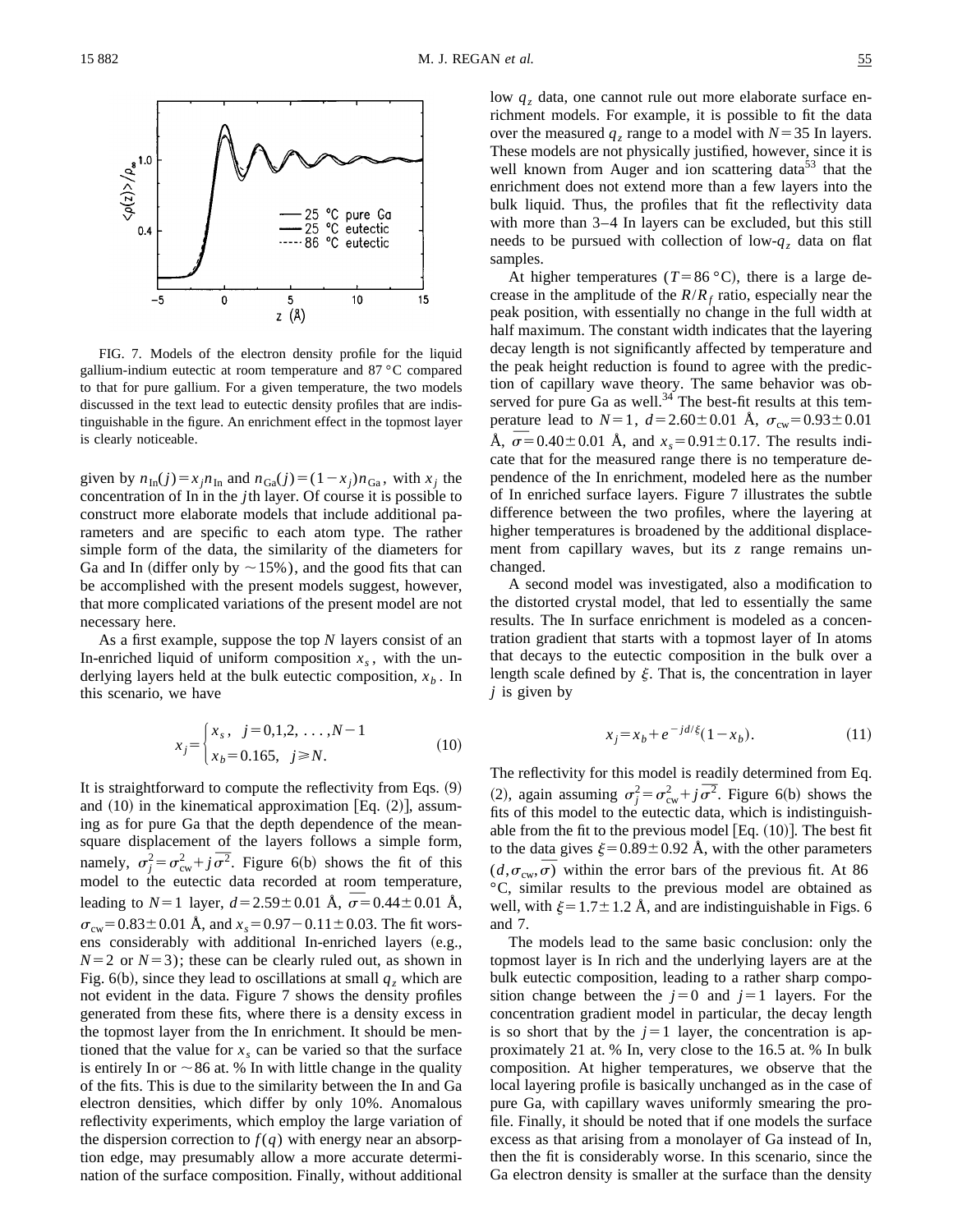FIG. 7. Models of the electron density profile for the liquid gallium-indium eutectic at room temperature and 87 °C compared to that for pure gallium. For a given temperature, the two models discussed in the text lead to eutectic density profiles that are indistinguishable in the figure. An enrichment effect in the topmost layer is clearly noticeable.

given by $n_{\mathrm{In}}(j)=x_j n_{\mathrm{In}}$ and $n_{\mathrm{Ga}}(j)=(1-x_j)n_{\mathrm{Ga}}$, with $x_j$ the concentration of In in the $j$th layer. Of course it is possible to construct more elaborate models that include additional parameters and are specific to each atom type. The rather simple form of the data, the similarity of the diameters for Ga and In (differ only by ~15%), and the good fits that can be accomplished with the present models suggest, however, that more complicated variations of the present model are not necessary here.

As a first example, suppose the top $N$ layers consist of an In-enriched liquid of uniform composition $x_s$, with the underlying layers held at the bulk eutectic composition, $x_b$. In this scenario, we have

$$x_j=\begin{cases} x_s, & j=0,1,2,\ldots,N-1 \\ x_b=0.165, & j\geqslant N. \end{cases} \tag{10}$$

It is straightforward to compute the reflectivity from Eqs. (9) and (10) in the kinematical approximation [Eq. (2)], assuming as for pure Ga that the depth dependence of the mean-square displacement of the layers follows a simple form, namely, $\sigma_j^2=\sigma_{\mathrm{cw}}^2+j\overline{\sigma^2}$. Figure 6(b) shows the fit of this model to the eutectic data recorded at room temperature, leading to $N=1$ layer, $d=2.59\pm0.01$ Å, $\overline{\sigma}=0.44\pm0.01$ Å, $\sigma_{\mathrm{cw}}=0.83\pm0.01$ Å, and $x_s=0.97-0.11\pm0.03$. The fit worsens considerably with additional In-enriched layers (e.g., $N=2$ or $N=3$); these can be clearly ruled out, as shown in Fig. 6(b), since they lead to oscillations at small $q_z$ which are not evident in the data. Figure 7 shows the density profiles generated from these fits, where there is a density excess in the topmost layer from the In enrichment. It should be mentioned that the value for $x_s$ can be varied so that the surface is entirely In or ~86 at. % In with little change in the quality of the fits. This is due to the similarity between the In and Ga electron densities, which differ by only 10%. Anomalous reflectivity experiments, which employ the large variation of the dispersion correction to $f(q)$ with energy near an absorption edge, may presumably allow a more accurate determination of the surface composition. Finally, without additional low $q_z$ data, one cannot rule out more elaborate surface enrichment models. For example, it is possible to fit the data over the measured $q_z$ range to a model with $N=35$ In layers. These models are not physically justified, however, since it is well known from Auger and ion scattering data[53] that the enrichment does not extend more than a few layers into the bulk liquid. Thus, the profiles that fit the reflectivity data with more than 3–4 In layers can be excluded, but this still needs to be pursued with collection of low-$q_z$ data on flat samples.

At higher temperatures ($T=86$ °C), there is a large decrease in the amplitude of the $R/R_f$ ratio, especially near the peak position, with essentially no change in the full width at half maximum. The constant width indicates that the layering decay length is not significantly affected by temperature and the peak height reduction is found to agree with the prediction of capillary wave theory. The same behavior was observed for pure Ga as well.[34] The best-fit results at this temperature lead to $N=1$, $d=2.60\pm0.01$ Å, $\sigma_{\mathrm{cw}}=0.93\pm0.01$ Å, $\overline{\sigma}=0.40\pm0.01$ Å, and $x_s=0.91\pm0.17$. The results indicate that for the measured range there is no temperature dependence of the In enrichment, modeled here as the number of In enriched surface layers. Figure 7 illustrates the subtle difference between the two profiles, where the layering at higher temperatures is broadened by the additional displacement from capillary waves, but its $z$ range remains unchanged.

A second model was investigated, also a modification to the distorted crystal model, that led to essentially the same results. The In surface enrichment is modeled as a concentration gradient that starts with a topmost layer of In atoms that decays to the eutectic composition in the bulk over a length scale defined by $\xi$. That is, the concentration in layer $j$ is given by

$$x_j=x_b+e^{-jd/\xi}(1-x_b). \tag{11}$$

The reflectivity for this model is readily determined from Eq. (2), again assuming $\sigma_j^2=\sigma_{\mathrm{cw}}^2+j\overline{\sigma^2}$. Figure 6(b) shows the fits of this model to the eutectic data, which is indistinguishable from the fit to the previous model [Eq. (10)]. The best fit to the data gives $\xi=0.89\pm0.92$ Å, with the other parameters $(d,\sigma_{\mathrm{cw}},\overline{\sigma})$ within the error bars of the previous fit. At 86 °C, similar results to the previous model are obtained as well, with $\xi=1.7\pm1.2$ Å, and are indistinguishable in Figs. 6 and 7.

The models lead to the same basic conclusion: only the topmost layer is In rich and the underlying layers are at the bulk eutectic composition, leading to a rather sharp composition change between the $j=0$ and $j=1$ layers. For the concentration gradient model in particular, the decay length is so short that by the $j=1$ layer, the concentration is approximately 21 at. % In, very close to the 16.5 at. % In bulk composition. At higher temperatures, we observe that the local layering profile is basically unchanged as in the case of pure Ga, with capillary waves uniformly smearing the profile. Finally, it should be noted that if one models the surface excess as that arising from a monolayer of Ga instead of In, then the fit is considerably worse. In this scenario, since the Ga electron density is smaller at the surface than the density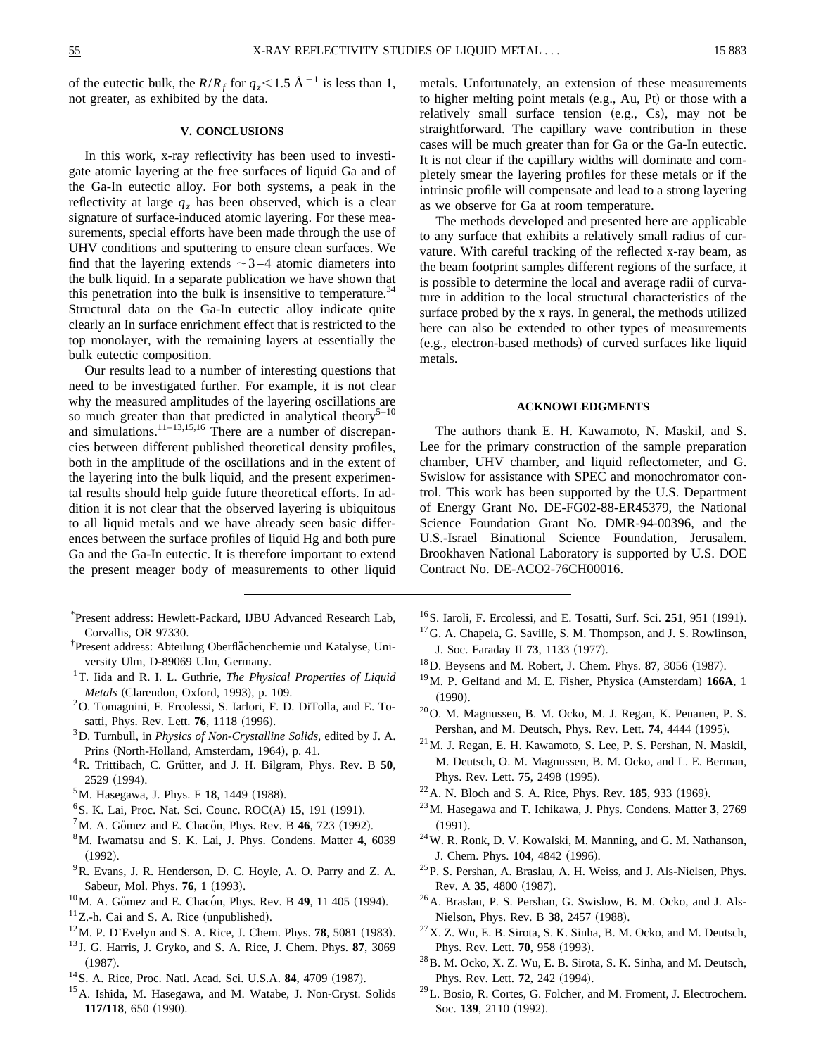of the eutectic bulk, the $R/R_f$ for $q_z < 1.5$ Å$^{-1}$ is less than 1, not greater, as exhibited by the data.

## V. CONCLUSIONS

In this work, x-ray reflectivity has been used to investigate atomic layering at the free surfaces of liquid Ga and of the Ga-In eutectic alloy. For both systems, a peak in the reflectivity at large $q_z$ has been observed, which is a clear signature of surface-induced atomic layering. For these measurements, special efforts have been made through the use of UHV conditions and sputtering to ensure clean surfaces. We find that the layering extends ~3–4 atomic diameters into the bulk liquid. In a separate publication we have shown that this penetration into the bulk is insensitive to temperature.[34] Structural data on the Ga-In eutectic alloy indicate quite clearly an In surface enrichment effect that is restricted to the top monolayer, with the remaining layers at essentially the bulk eutectic composition.

Our results lead to a number of interesting questions that need to be investigated further. For example, it is not clear why the measured amplitudes of the layering oscillations are so much greater than that predicted in analytical theory[5–10] and simulations.[11–13,15,16] There are a number of discrepancies between different published theoretical density profiles, both in the amplitude of the oscillations and in the extent of the layering into the bulk liquid, and the present experimental results should help guide future theoretical efforts. In addition it is not clear that the observed layering is ubiquitous to all liquid metals and we have already seen basic differences between the surface profiles of liquid Hg and both pure Ga and the Ga-In eutectic. It is therefore important to extend the present meager body of measurements to other liquid metals. Unfortunately, an extension of these measurements to higher melting point metals (e.g., Au, Pt) or those with a relatively small surface tension (e.g., Cs), may not be straightforward. The capillary wave contribution in these cases will be much greater than for Ga or the Ga-In eutectic. It is not clear if the capillary widths will dominate and completely smear the layering profiles for these metals or if the intrinsic profile will compensate and lead to a strong layering as we observe for Ga at room temperature.

The methods developed and presented here are applicable to any surface that exhibits a relatively small radius of curvature. With careful tracking of the reflected x-ray beam, as the beam footprint samples different regions of the surface, it is possible to determine the local and average radii of curvature in addition to the local structural characteristics of the surface probed by the x rays. In general, the methods utilized here can also be extended to other types of measurements (e.g., electron-based methods) of curved surfaces like liquid metals.

## ACKNOWLEDGMENTS

The authors thank E. H. Kawamoto, N. Maskil, and S. Lee for the primary construction of the sample preparation chamber, UHV chamber, and liquid reflectometer, and G. Swislow for assistance with SPEC and monochromator control. This work has been supported by the U.S. Department of Energy Grant No. DE-FG02-88-ER45379, the National Science Foundation Grant No. DMR-94-00396, and the U.S.-Israel Binational Science Foundation, Jerusalem. Brookhaven National Laboratory is supported by U.S. DOE Contract No. DE-ACO2-76CH00016.

---

[*] Present address: Hewlett-Packard, IJBU Advanced Research Lab, Corvallis, OR 97330.

[†] Present address: Abteilung Oberflächenchemie und Katalyse, University Ulm, D-89069 Ulm, Germany.

[1] T. Iida and R. I. L. Guthrie, *The Physical Properties of Liquid Metals* (Clarendon, Oxford, 1993), p. 109.

[2] O. Tomagnini, F. Ercolessi, S. Iarlori, F. D. DiTolla, and E. Tosatti, Phys. Rev. Lett. **76**, 1118 (1996).

[3] D. Turnbull, in *Physics of Non-Crystalline Solids*, edited by J. A. Prins (North-Holland, Amsterdam, 1964), p. 41.

[4] R. Trittibach, C. Grütter, and J. H. Bilgram, Phys. Rev. B **50**, 2529 (1994).

[5] M. Hasegawa, J. Phys. F **18**, 1449 (1988).

[6] S. K. Lai, Proc. Nat. Sci. Counc. ROC(A) **15**, 191 (1991).

[7] M. A. Gömez and E. Chacön, Phys. Rev. B **46**, 723 (1992).

[8] M. Iwamatsu and S. K. Lai, J. Phys. Condens. Matter **4**, 6039 (1992).

[9] R. Evans, J. R. Henderson, D. C. Hoyle, A. O. Parry and Z. A. Sabeur, Mol. Phys. **76**, 1 (1993).

[10] M. A. Gömez and E. Chacón, Phys. Rev. B **49**, 11 405 (1994).

[11] Z.-h. Cai and S. A. Rice (unpublished).

[12] M. P. D'Evelyn and S. A. Rice, J. Chem. Phys. **78**, 5081 (1983).

[13] J. G. Harris, J. Gryko, and S. A. Rice, J. Chem. Phys. **87**, 3069 (1987).

[14] S. A. Rice, Proc. Natl. Acad. Sci. U.S.A. **84**, 4709 (1987).

[15] A. Ishida, M. Hasegawa, and M. Watabe, J. Non-Cryst. Solids **117/118**, 650 (1990).

[16] S. Iaroli, F. Ercolessi, and E. Tosatti, Surf. Sci. **251**, 951 (1991).

[17] G. A. Chapela, G. Saville, S. M. Thompson, and J. S. Rowlinson, J. Soc. Faraday II **73**, 1133 (1977).

[18] D. Beysens and M. Robert, J. Chem. Phys. **87**, 3056 (1987).

[19] M. P. Gelfand and M. E. Fisher, Physica (Amsterdam) **166A**, 1 (1990).

[20] O. M. Magnussen, B. M. Ocko, M. J. Regan, K. Penanen, P. S. Pershan, and M. Deutsch, Phys. Rev. Lett. **74**, 4444 (1995).

[21] M. J. Regan, E. H. Kawamoto, S. Lee, P. S. Pershan, N. Maskil, M. Deutsch, O. M. Magnussen, B. M. Ocko, and L. E. Berman, Phys. Rev. Lett. **75**, 2498 (1995).

[22] A. N. Bloch and S. A. Rice, Phys. Rev. **185**, 933 (1969).

[23] M. Hasegawa and T. Ichikawa, J. Phys. Condens. Matter **3**, 2769 (1991).

[24] W. R. Ronk, D. V. Kowalski, M. Manning, and G. M. Nathanson, J. Chem. Phys. **104**, 4842 (1996).

[25] P. S. Pershan, A. Braslau, A. H. Weiss, and J. Als-Nielsen, Phys. Rev. A **35**, 4800 (1987).

[26] A. Braslau, P. S. Pershan, G. Swislow, B. M. Ocko, and J. Als-Nielson, Phys. Rev. B **38**, 2457 (1988).

[27] X. Z. Wu, E. B. Sirota, S. K. Sinha, B. M. Ocko, and M. Deutsch, Phys. Rev. Lett. **70**, 958 (1993).

[28] B. M. Ocko, X. Z. Wu, E. B. Sirota, S. K. Sinha, and M. Deutsch, Phys. Rev. Lett. **72**, 242 (1994).

[29] L. Bosio, R. Cortes, G. Folcher, and M. Froment, J. Electrochem. Soc. **139**, 2110 (1992).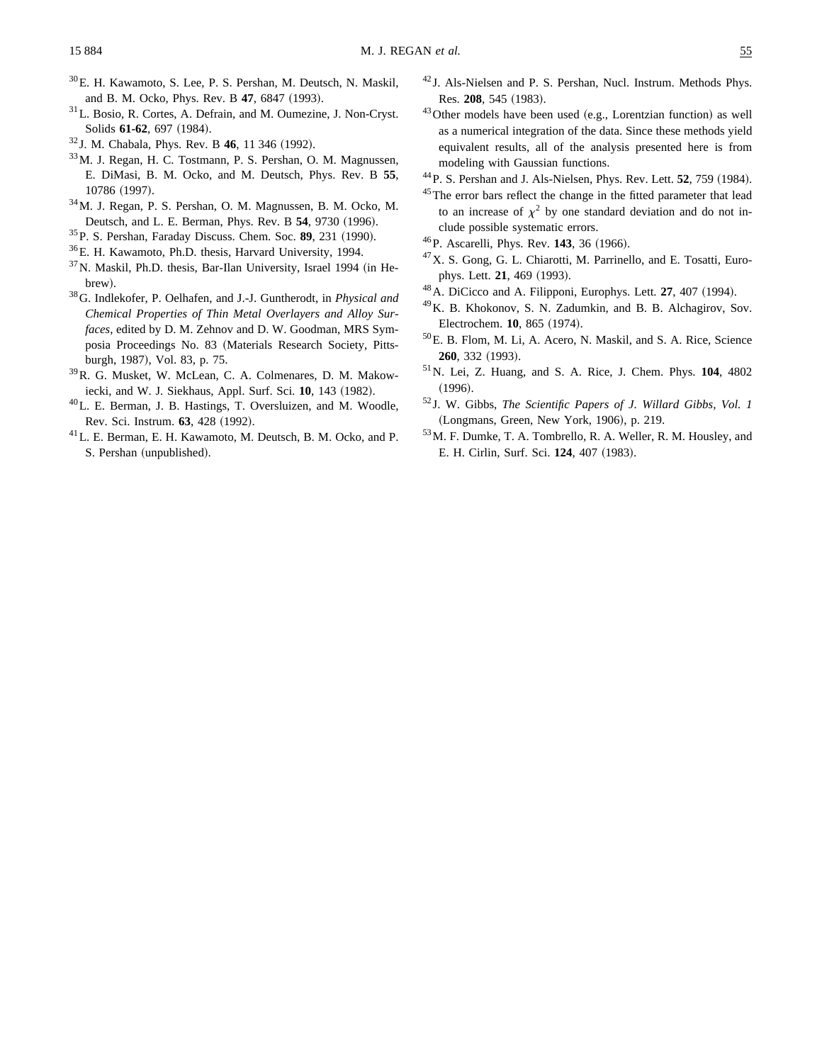[30] E. H. Kawamoto, S. Lee, P. S. Pershan, M. Deutsch, N. Maskil, and B. M. Ocko, Phys. Rev. B **47**, 6847 (1993).

[31] L. Bosio, R. Cortes, A. Defrain, and M. Oumezine, J. Non-Cryst. Solids **61-62**, 697 (1984).

[32] J. M. Chabala, Phys. Rev. B **46**, 11 346 (1992).

[33] M. J. Regan, H. C. Tostmann, P. S. Pershan, O. M. Magnussen, E. DiMasi, B. M. Ocko, and M. Deutsch, Phys. Rev. B **55**, 10786 (1997).

[34] M. J. Regan, P. S. Pershan, O. M. Magnussen, B. M. Ocko, M. Deutsch, and L. E. Berman, Phys. Rev. B **54**, 9730 (1996).

[35] P. S. Pershan, Faraday Discuss. Chem. Soc. **89**, 231 (1990).

[36] E. H. Kawamoto, Ph.D. thesis, Harvard University, 1994.

[37] N. Maskil, Ph.D. thesis, Bar-Ilan University, Israel 1994 (in Hebrew).

[38] G. Indlekofer, P. Oelhafen, and J.-J. Guntherodt, in *Physical and Chemical Properties of Thin Metal Overlayers and Alloy Surfaces*, edited by D. M. Zehnov and D. W. Goodman, MRS Symposia Proceedings No. 83 (Materials Research Society, Pittsburgh, 1987), Vol. 83, p. 75.

[39] R. G. Musket, W. McLean, C. A. Colmenares, D. M. Makowiecki, and W. J. Siekhaus, Appl. Surf. Sci. **10**, 143 (1982).

[40] L. E. Berman, J. B. Hastings, T. Oversluizen, and M. Woodle, Rev. Sci. Instrum. **63**, 428 (1992).

[41] L. E. Berman, E. H. Kawamoto, M. Deutsch, B. M. Ocko, and P. S. Pershan (unpublished).

[42] J. Als-Nielsen and P. S. Pershan, Nucl. Instrum. Methods Phys. Res. **208**, 545 (1983).

[43] Other models have been used (e.g., Lorentzian function) as well as a numerical integration of the data. Since these methods yield equivalent results, all of the analysis presented here is from modeling with Gaussian functions.

[44] P. S. Pershan and J. Als-Nielsen, Phys. Rev. Lett. **52**, 759 (1984).

[45] The error bars reflect the change in the fitted parameter that lead to an increase of $\chi^2$ by one standard deviation and do not include possible systematic errors.

[46] P. Ascarelli, Phys. Rev. **143**, 36 (1966).

[47] X. S. Gong, G. L. Chiarotti, M. Parrinello, and E. Tosatti, Europhys. Lett. **21**, 469 (1993).

[48] A. DiCicco and A. Filipponi, Europhys. Lett. **27**, 407 (1994).

[49] K. B. Khokonov, S. N. Zadumkin, and B. B. Alchagirov, Sov. Electrochem. **10**, 865 (1974).

[50] E. B. Flom, M. Li, A. Acero, N. Maskil, and S. A. Rice, Science **260**, 332 (1993).

[51] N. Lei, Z. Huang, and S. A. Rice, J. Chem. Phys. **104**, 4802 (1996).

[52] J. W. Gibbs, *The Scientific Papers of J. Willard Gibbs, Vol. 1* (Longmans, Green, New York, 1906), p. 219.

[53] M. F. Dumke, T. A. Tombrello, R. A. Weller, R. M. Housley, and E. H. Cirlin, Surf. Sci. **124**, 407 (1983).